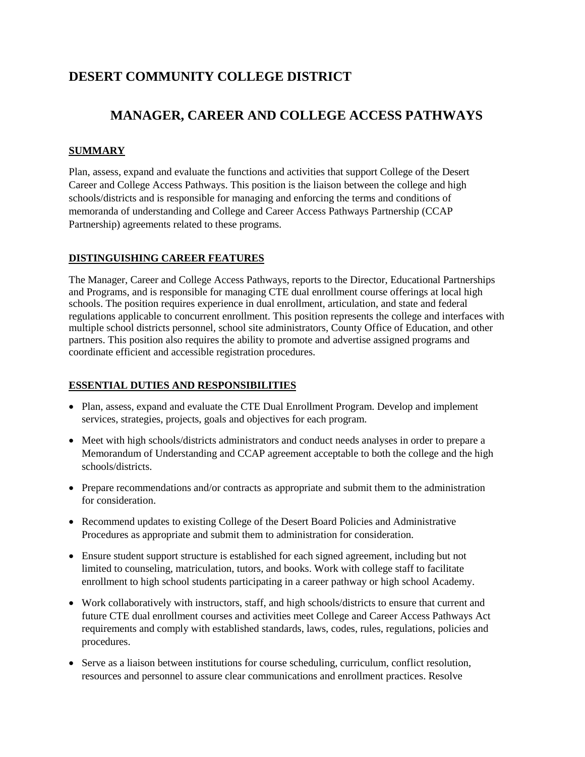# DESERT COMMUNITY COLLEGE DISTRICT

## MANAGER, CAREER AND COLLEGE ACCESS PATHWAYS

### SUMMARY

Plan, assess, expand and evaluate the functions and activities that support College of the Desert Career and College Access Pathways. This position is the liaison between the college and high schools/districts and is responsible for managing and enforcing the terms and conditions of memoranda of understanding and College and Career Access Pathways Partnership (CCAP Partnership) agreements related to these programs.

### DISTINGUISHING CAREER FEATURES

The Manager, Career and College Access Pathways, reports to the Director, Educational Partnerships and Programs, and is responsible for managing CTE dual enrollment course offerings at local high schools. The position requires experience in dual enrollment, articulation, and state and federal regulations applicable to concurrent enrollment. This position represents the college and interfaces with multiple school districts personnel, school site administrators, County Office of Education, and other partners. This position also requires the ability to promote and advertise assigned programs and coordinate efficient and accessible registration procedures.

### ESSENTIAL DUTIES AND RESPONSIBILITIES

- Plan, assess, expand and evaluate the CTE Dual Enrollment Program. Develop and implement services, strategies, projects, goals and objectives for each program.
- Meet with high schools/districts administrators and conduct needs analyses in order to prepare a Memorandum of Understanding and CCAP agreement acceptable to both the college and the high schools/districts.
- Prepare recommendations and/or contracts as appropriate and submit them to the administration for consideration.
- Recommend updates to existing College of the Desert Board Policies and Administrative Procedures as appropriate and submit them to administration for consideration.
- Ensure student support structure is established for each signed agreement, including but not limited to counseling, matriculation, tutors, and books. Work with college staff to facilitate enrollment to high school students participating in a career pathway or high school Academy.
- Work collaboratively with instructors, staff, and high schools/districts to ensure that current and future CTE dual enrollment courses and activities meet College and Career Access Pathways Act requirements and comply with established standards, laws, codes, rules, regulations, policies and procedures.
- Serve as a liaison between institutions for course scheduling, curriculum, conflict resolution, resources and personnel to assure clear communications and enrollment practices. Resolve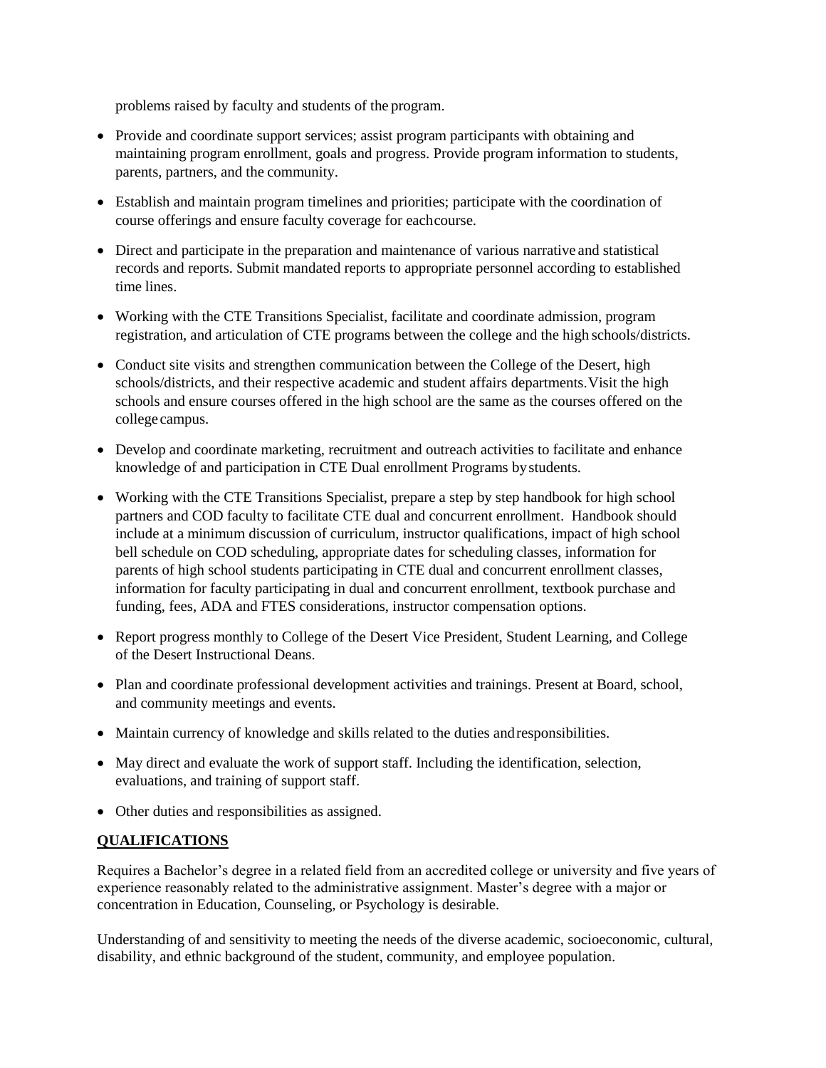problems raised by faculty and students of the program.

- Provide and coordinate support services; assist program participants with obtaining and maintaining program enrollment, goals and progress. Provide program information to students, parents, partners, and the community.
- Establish and maintain program timelines and priorities; participate with the coordination of course offerings and ensure faculty coverage for eachcourse.
- Direct and participate in the preparation and maintenance of various narrative and statistical records and reports. Submit mandated reports to appropriate personnel according to established time lines.
- Working with the CTE Transitions Specialist, facilitate and coordinate admission, program registration, and articulation of CTE programs between the college and the high schools/districts.
- Conduct site visits and strengthen communication between the College of the Desert, high schools/districts, and their respective academic and student affairs departments. Visit the high schools and ensure courses offered in the high school are the same as the courses offered on the college campus.
- Develop and coordinate marketing, recruitment and outreach activities to facilitate and enhance knowledge of and participation in CTE Dual enrollment Programs by students.
- Working with the CTE Transitions Specialist, prepare a step by step handbook for high school partners and COD faculty to facilitate CTE dual and concurrent enrollment. Handbook should include at a minimum discussion of curriculum, instructor qualifications, impact of high school bell schedule on COD scheduling, appropriate dates for scheduling classes, information for parents of high school students participating in CTE dual and concurrent enrollment classes, information for faculty participating in dual and concurrent enrollment, textbook purchase and funding, fees, ADA and FTES considerations, instructor compensation options.
- Report progress monthly to College of the Desert Vice President, Student Learning, and College of the Desert Instructional Deans.
- Plan and coordinate professional development activities and trainings. Present at Board, school, and community meetings and events.
- Maintain currency of knowledge and skills related to the duties and responsibilities.
- May direct and evaluate the work of support staff. Including the identification, selection, evaluations, and training of support staff.
- Other duties and responsibilities as assigned.

## QUALIFICATIONS

Requires a Bachelor's degree in a related field from an accredited college or university and five years of experience reasonably related to the administrative assignment. Master's degree with a major or concentration in Education, Counseling, or Psychology is desirable.

Understanding of and sensitivity to meeting the needs of the diverse academic, socioeconomic, cultural, disability, and ethnic background of the student, community, and employee population.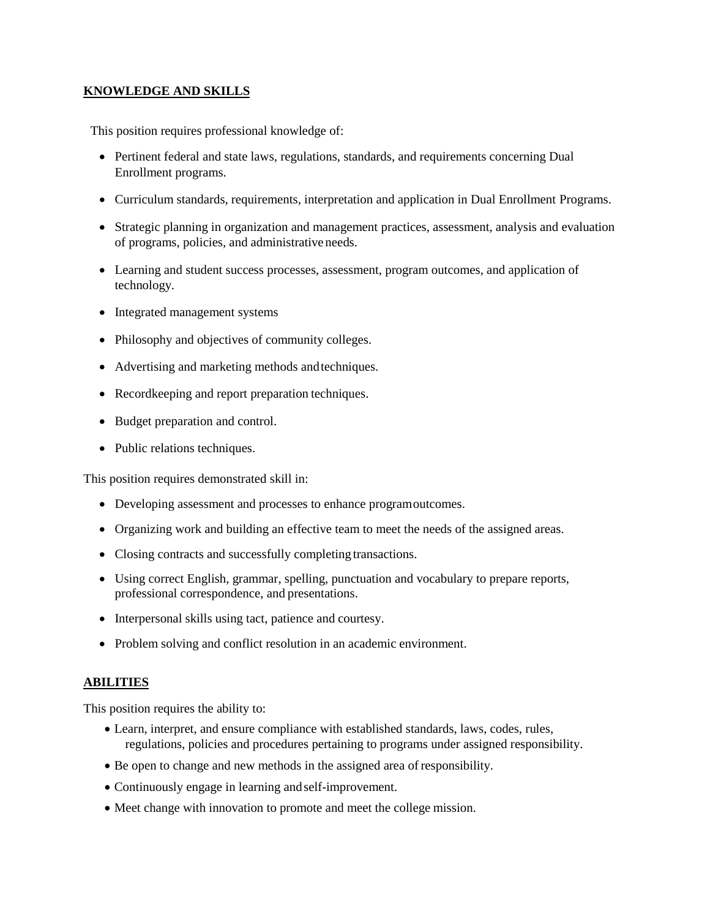## KNOWLEDGE AND SKILLS

This position requires professional knowledge of:

- Pertinent federal and state laws, regulations, standards, and requirements concerning Dual Enrollment programs.
- Curriculum standards, requirements, interpretation and application in Dual Enrollment Programs.
- Strategic planning in organization and management practices, assessment, analysis and evaluation of programs, policies, and administrative needs.
- Learning and student success processes, assessment, program outcomes, and application of technology.
- Integrated management systems
- Philosophy and objectives of community colleges.
- Advertising and marketing methods and techniques.
- Recordkeeping and report preparation techniques.
- Budget preparation and control.
- Public relations techniques.

This position requires demonstrated skill in:

- Developing assessment and processes to enhance program outcomes.
- Organizing work and building an effective team to meet the needs of the assigned areas.
- Closing contracts and successfully completing transactions.
- Using correct English, grammar, spelling, punctuation and vocabulary to prepare reports, professional correspondence, and presentations.
- Interpersonal skills using tact, patience and courtesy.
- Problem solving and conflict resolution in an academic environment.

## ABILITIES

This position requires the ability to:

- Learn, interpret, and ensure compliance with established standards, laws, codes, rules, regulations, policies and procedures pertaining to programs under assigned responsibility.
- Be open to change and new methods in the assigned area of responsibility.
- Continuously engage in learning and self-improvement.
- Meet change with innovation to promote and meet the college mission.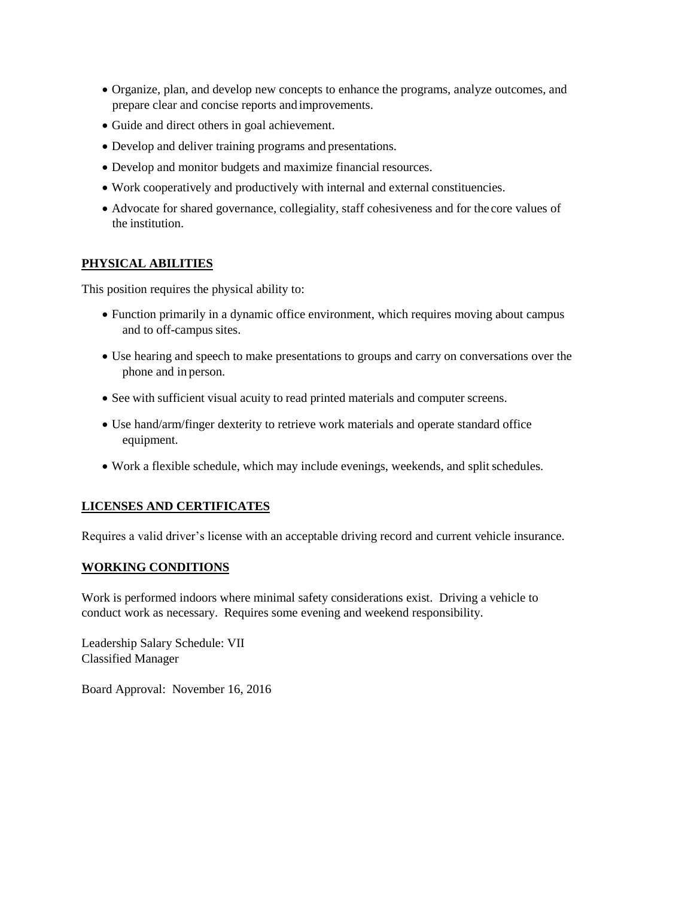- Organize, plan, and develop new concepts to enhance the programs, analyze outcomes, and prepare clear and concise reports and improvements.
- Guide and direct others in goal achievement.
- Develop and deliver training programs and presentations.
- Develop and monitor budgets and maximize financial resources.
- Work cooperatively and productively with internal and external constituencies.
- Advocate for shared governance, collegiality, staff cohesiveness and for the core values of the institution.

## PHYSICAL ABILITIES

This position requires the physical ability to:

- Function primarily in a dynamic office environment, which requires moving about campus and to off-campus sites.
- Use hearing and speech to make presentations to groups and carry on conversations over the phone and in person.
- See with sufficient visual acuity to read printed materials and computer screens.
- Use hand/arm/finger dexterity to retrieve work materials and operate standard office equipment.
- Work a flexible schedule, which may include evenings, weekends, and split schedules.

## LICENSES AND CERTIFICATES

Requires a valid driver's license with an acceptable driving record and current vehicle insurance.

## WORKING CONDITIONS

Work is performed indoors where minimal safety considerations exist. Driving a vehicle to conduct work as necessary. Requires some evening and weekend responsibility.

Leadership Salary Schedule: VII
Classified Manager

Board Approval: November 16, 2016